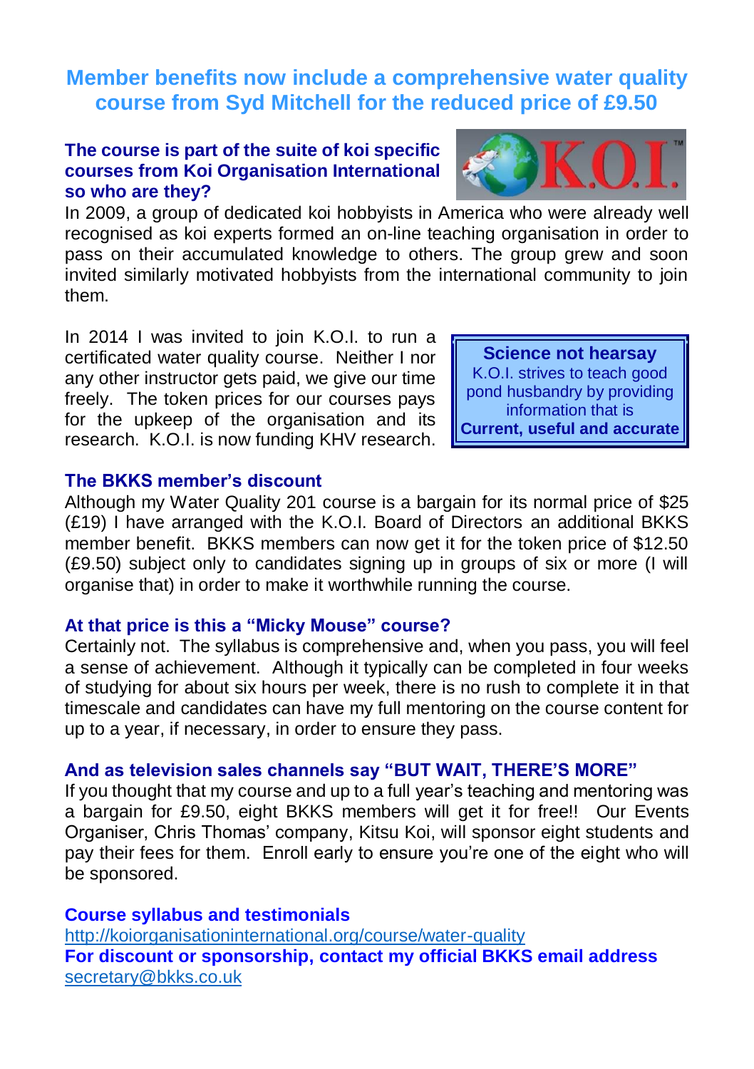# Member benefits now include a comprehensive water quality course from Syd Mitchell for the reduced price of £9.50

### The course is part of the suite of koi specific courses from Koi Organisation International so who are they?

In 2009, a group of dedicated koi hobbyists in America who were already well recognised as koi experts formed an on-line teaching organisation in order to pass on their accumulated knowledge to others. The group grew and soon invited similarly motivated hobbyists from the international community to join them.

In 2014 I was invited to join K.O.I. to run a certificated water quality course. Neither I nor any other instructor gets paid, we give our time freely. The token prices for our courses pays for the upkeep of the organisation and its research. K.O.I. is now funding KHV research.

> **Science not hearsay**
> K.O.I. strives to teach good pond husbandry by providing information that is
> **Current, useful and accurate**

### The BKKS member's discount

Although my Water Quality 201 course is a bargain for its normal price of $25 (£19) I have arranged with the K.O.I. Board of Directors an additional BKKS member benefit. BKKS members can now get it for the token price of $12.50 (£9.50) subject only to candidates signing up in groups of six or more (I will organise that) in order to make it worthwhile running the course.

### At that price is this a "Micky Mouse" course?

Certainly not. The syllabus is comprehensive and, when you pass, you will feel a sense of achievement. Although it typically can be completed in four weeks of studying for about six hours per week, there is no rush to complete it in that timescale and candidates can have my full mentoring on the course content for up to a year, if necessary, in order to ensure they pass.

### And as television sales channels say "BUT WAIT, THERE'S MORE"

If you thought that my course and up to a full year's teaching and mentoring was a bargain for £9.50, eight BKKS members will get it for free!! Our Events Organiser, Chris Thomas' company, Kitsu Koi, will sponsor eight students and pay their fees for them. Enroll early to ensure you're one of the eight who will be sponsored.

### Course syllabus and testimonials

http://koiorganisationinternational.org/course/water-quality

**For discount or sponsorship, contact my official BKKS email address**

secretary@bkks.co.uk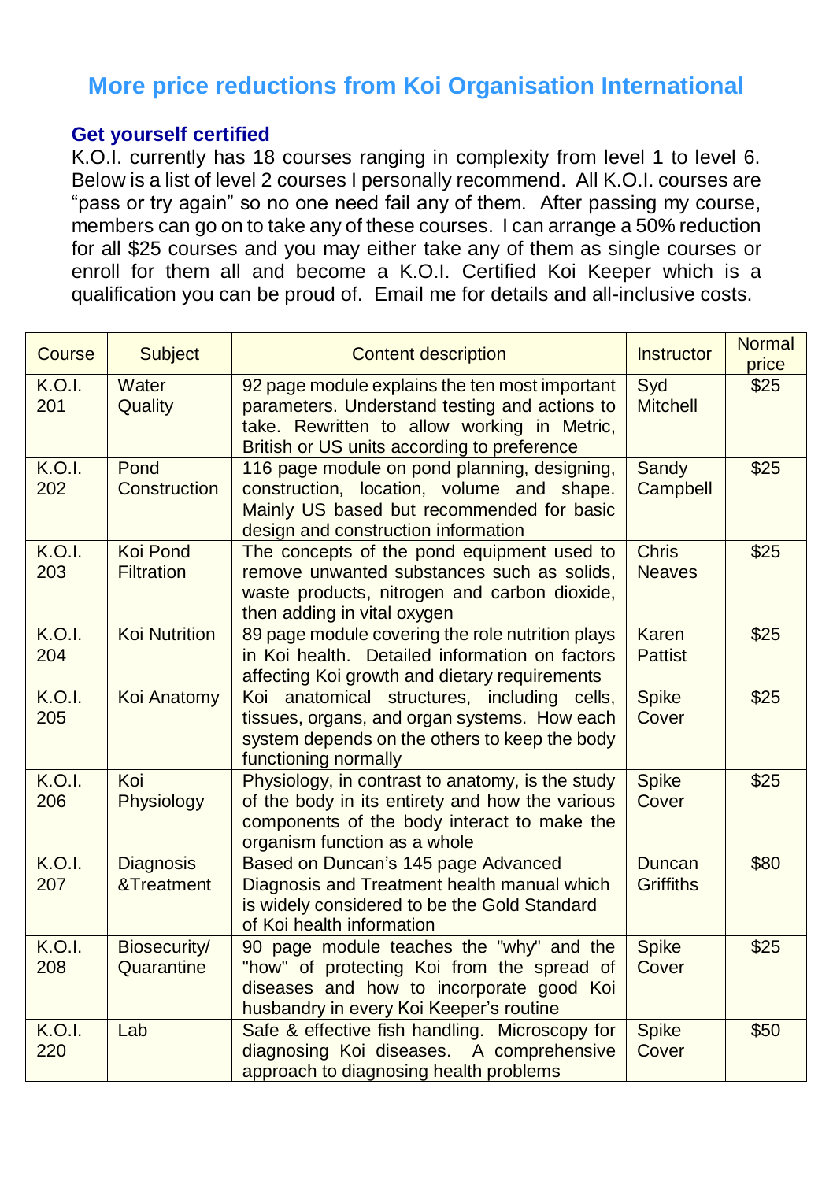# More price reductions from Koi Organisation International

## Get yourself certified

K.O.I. currently has 18 courses ranging in complexity from level 1 to level 6. Below is a list of level 2 courses I personally recommend. All K.O.I. courses are "pass or try again" so no one need fail any of them. After passing my course, members can go on to take any of these courses. I can arrange a 50% reduction for all $25 courses and you may either take any of them as single courses or enroll for them all and become a K.O.I. Certified Koi Keeper which is a qualification you can be proud of. Email me for details and all-inclusive costs.

| Course | Subject | Content description | Instructor | Normal price |
|---|---|---|---|---|
| K.O.I. 201 | Water Quality | 92 page module explains the ten most important parameters. Understand testing and actions to take. Rewritten to allow working in Metric, British or US units according to preference | Syd Mitchell | $25 |
| K.O.I. 202 | Pond Construction | 116 page module on pond planning, designing, construction, location, volume and shape. Mainly US based but recommended for basic design and construction information | Sandy Campbell | $25 |
| K.O.I. 203 | Koi Pond Filtration | The concepts of the pond equipment used to remove unwanted substances such as solids, waste products, nitrogen and carbon dioxide, then adding in vital oxygen | Chris Neaves | $25 |
| K.O.I. 204 | Koi Nutrition | 89 page module covering the role nutrition plays in Koi health. Detailed information on factors affecting Koi growth and dietary requirements | Karen Pattist | $25 |
| K.O.I. 205 | Koi Anatomy | Koi anatomical structures, including cells, tissues, organs, and organ systems. How each system depends on the others to keep the body functioning normally | Spike Cover | $25 |
| K.O.I. 206 | Koi Physiology | Physiology, in contrast to anatomy, is the study of the body in its entirety and how the various components of the body interact to make the organism function as a whole | Spike Cover | $25 |
| K.O.I. 207 | Diagnosis &Treatment | Based on Duncan's 145 page Advanced Diagnosis and Treatment health manual which is widely considered to be the Gold Standard of Koi health information | Duncan Griffiths | $80 |
| K.O.I. 208 | Biosecurity/ Quarantine | 90 page module teaches the "why" and the "how" of protecting Koi from the spread of diseases and how to incorporate good Koi husbandry in every Koi Keeper's routine | Spike Cover | $25 |
| K.O.I. 220 | Lab | Safe & effective fish handling. Microscopy for diagnosing Koi diseases. A comprehensive approach to diagnosing health problems | Spike Cover | $50 |